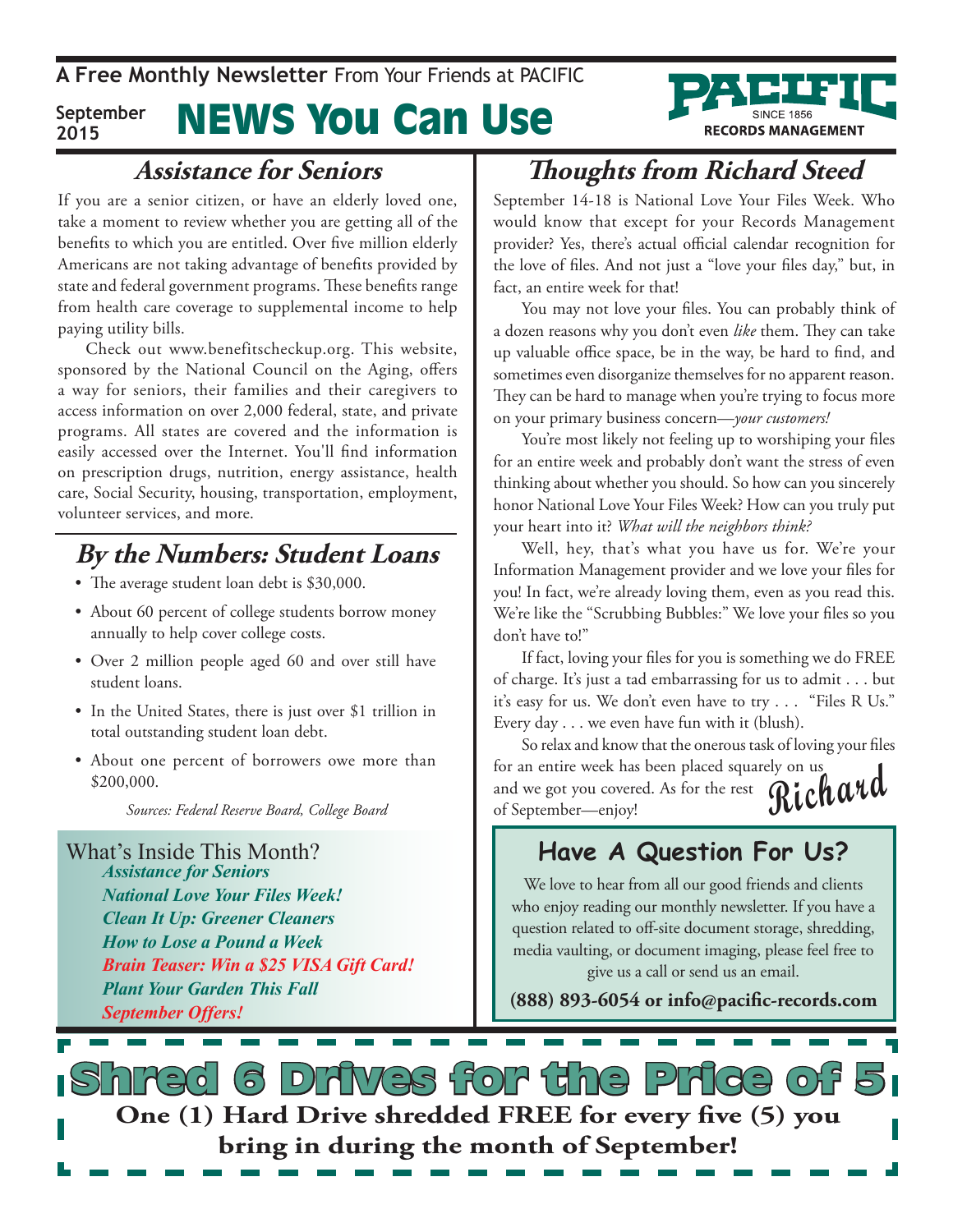A **Free Monthly Newsletter** From Your Friends at PACIFIC

**September 2015**

# NEWS You Can Use

PACIFIC SINCE 1856 RECORDS MANAGEMENT

## Assistance for Seniors

If you are a senior citizen, or have an elderly loved one, take a moment to review whether you are getting all of the benefits to which you are entitled. Over five million elderly Americans are not taking advantage of benefits provided by state and federal government programs. These benefits range from health care coverage to supplemental income to help paying utility bills.

Check out www.benefitscheckup.org. This website, sponsored by the National Council on the Aging, offers a way for seniors, their families and their caregivers to access information on over 2,000 federal, state, and private programs. All states are covered and the information is easily accessed over the Internet. You'll find information on prescription drugs, nutrition, energy assistance, health care, Social Security, housing, transportation, employment, volunteer services, and more.

## By the Numbers: Student Loans

- The average student loan debt is $30,000.
- About 60 percent of college students borrow money annually to help cover college costs.
- Over 2 million people aged 60 and over still have student loans.
- In the United States, there is just over $1 trillion in total outstanding student loan debt.
- About one percent of borrowers owe more than $200,000.

*Sources: Federal Reserve Board, College Board*

### What's Inside This Month?

***Assistance for Seniors***
***National Love Your Files Week!***
***Clean It Up: Greener Cleaners***
***How to Lose a Pound a Week***
***Brain Teaser: Win a $25 VISA Gift Card!***
***Plant Your Garden This Fall***
***September Offers!***

## Thoughts from Richard Steed

September 14-18 is National Love Your Files Week. Who would know that except for your Records Management provider? Yes, there's actual official calendar recognition for the love of files. And not just a "love your files day," but, in fact, an entire week for that!

You may not love your files. You can probably think of a dozen reasons why you don't even *like* them. They can take up valuable office space, be in the way, be hard to find, and sometimes even disorganize themselves for no apparent reason. They can be hard to manage when you're trying to focus more on your primary business concern—*your customers!*

You're most likely not feeling up to worshiping your files for an entire week and probably don't want the stress of even thinking about whether you should. So how can you sincerely honor National Love Your Files Week? How can you truly put your heart into it? *What will the neighbors think?*

Well, hey, that's what you have us for. We're your Information Management provider and we love your files for you! In fact, we're already loving them, even as you read this. We're like the "Scrubbing Bubbles:" We love your files so you don't have to!"

If fact, loving your files for you is something we do FREE of charge. It's just a tad embarrassing for us to admit . . . but it's easy for us. We don't even have to try . . . "Files R Us." Every day . . . we even have fun with it (blush).

So relax and know that the onerous task of loving your files for an entire week has been placed squarely on us and we got you covered. As for the rest of September—enjoy!

Richard

## Have A Question For Us?

We love to hear from all our good friends and clients who enjoy reading our monthly newsletter. If you have a question related to off-site document storage, shredding, media vaulting, or document imaging, please feel free to give us a call or send us an email.

**(888) 893-6054 or info@pacific-records.com**

## Shred 6 Drives for the Price of 5

**One (1) Hard Drive shredded FREE for every five (5) you bring in during the month of September!**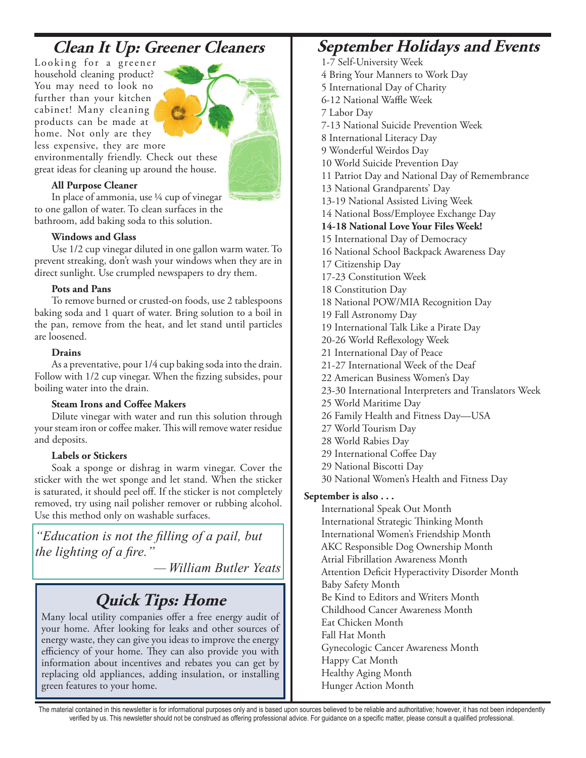## Clean It Up: Greener Cleaners

Looking for a greener household cleaning product? You may need to look no further than your kitchen cabinet! Many cleaning products can be made at home. Not only are they less expensive, they are more environmentally friendly. Check out these great ideas for cleaning up around the house.

**All Purpose Cleaner**

In place of ammonia, use ¼ cup of vinegar to one gallon of water. To clean surfaces in the bathroom, add baking soda to this solution.

**Windows and Glass**

Use 1/2 cup vinegar diluted in one gallon warm water. To prevent streaking, don't wash your windows when they are in direct sunlight. Use crumpled newspapers to dry them.

**Pots and Pans**

To remove burned or crusted-on foods, use 2 tablespoons baking soda and 1 quart of water. Bring solution to a boil in the pan, remove from the heat, and let stand until particles are loosened.

**Drains**

As a preventative, pour 1/4 cup baking soda into the drain. Follow with 1/2 cup vinegar. When the fizzing subsides, pour boiling water into the drain.

**Steam Irons and Coffee Makers**

Dilute vinegar with water and run this solution through your steam iron or coffee maker. This will remove water residue and deposits.

**Labels or Stickers**

Soak a sponge or dishrag in warm vinegar. Cover the sticker with the wet sponge and let stand. When the sticker is saturated, it should peel off. If the sticker is not completely removed, try using nail polisher remover or rubbing alcohol. Use this method only on washable surfaces.

*"Education is not the filling of a pail, but the lighting of a fire."*

*— William Butler Yeats*

## Quick Tips: Home

Many local utility companies offer a free energy audit of your home. After looking for leaks and other sources of energy waste, they can give you ideas to improve the energy efficiency of your home. They can also provide you with information about incentives and rebates you can get by replacing old appliances, adding insulation, or installing green features to your home.

## September Holidays and Events

1-7 Self-University Week
4 Bring Your Manners to Work Day
5 International Day of Charity
6-12 National Waffle Week
7 Labor Day
7-13 National Suicide Prevention Week
8 International Literacy Day
9 Wonderful Weirdos Day
10 World Suicide Prevention Day
11 Patriot Day and National Day of Remembrance
13 National Grandparents' Day
13-19 National Assisted Living Week
14 National Boss/Employee Exchange Day
**14-18 National Love Your Files Week!**
15 International Day of Democracy
16 National School Backpack Awareness Day
17 Citizenship Day
17-23 Constitution Week
18 Constitution Day
18 National POW/MIA Recognition Day
19 Fall Astronomy Day
19 International Talk Like a Pirate Day
20-26 World Reflexology Week
21 International Day of Peace
21-27 International Week of the Deaf
22 American Business Women's Day
23-30 International Interpreters and Translators Week
25 World Maritime Day
26 Family Health and Fitness Day—USA
27 World Tourism Day
28 World Rabies Day
29 International Coffee Day
29 National Biscotti Day
30 National Women's Health and Fitness Day

**September is also . . .**

International Speak Out Month
International Strategic Thinking Month
International Women's Friendship Month
AKC Responsible Dog Ownership Month
Atrial Fibrillation Awareness Month
Attention Deficit Hyperactivity Disorder Month
Baby Safety Month
Be Kind to Editors and Writers Month
Childhood Cancer Awareness Month
Eat Chicken Month
Fall Hat Month
Gynecologic Cancer Awareness Month
Happy Cat Month
Healthy Aging Month
Hunger Action Month

The material contained in this newsletter is for informational purposes only and is based upon sources believed to be reliable and authoritative; however, it has not been independently verified by us. This newsletter should not be construed as offering professional advice. For guidance on a specific matter, please consult a qualified professional.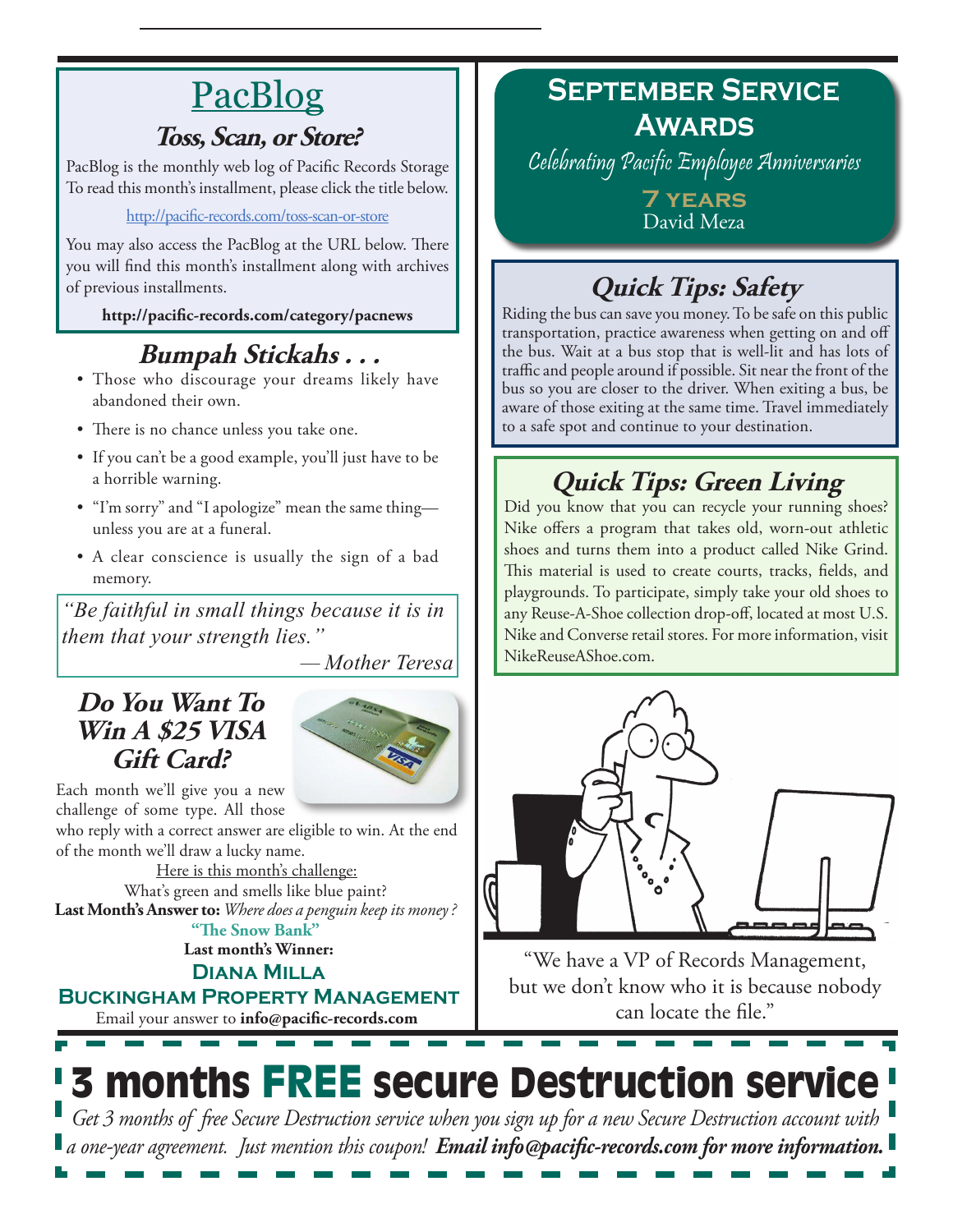# PacBlog

### Toss, Scan, or Store?

PacBlog is the monthly web log of Pacific Records Storage To read this month's installment, please click the title below.

http://pacific-records.com/toss-scan-or-store

You may also access the PacBlog at the URL below. There you will find this month's installment along with archives of previous installments.

**http://pacific-records.com/category/pacnews**

## Bumpah Stickahs . . .

- Those who discourage your dreams likely have abandoned their own.
- There is no chance unless you take one.
- If you can't be a good example, you'll just have to be a horrible warning.
- "I'm sorry" and "I apologize" mean the same thing—unless you are at a funeral.
- A clear conscience is usually the sign of a bad memory.

*"Be faithful in small things because it is in them that your strength lies."*

*— Mother Teresa*

## Do You Want To Win A $25 VISA Gift Card?

Each month we'll give you a new challenge of some type. All those who reply with a correct answer are eligible to win. At the end of the month we'll draw a lucky name.

Here is this month's challenge:

What's green and smells like blue paint?

**Last Month's Answer to:** *Where does a penguin keep its money?*

**"The Snow Bank"**

**Last month's Winner:**

**Diana Milla**

**Buckingham Property Management**

Email your answer to **info@pacific-records.com**

## September Service Awards

*Celebrating Pacific Employee Anniversaries*

**7 years**

David Meza

## Quick Tips: Safety

Riding the bus can save you money. To be safe on this public transportation, practice awareness when getting on and off the bus. Wait at a bus stop that is well-lit and has lots of traffic and people around if possible. Sit near the front of the bus so you are closer to the driver. When exiting a bus, be aware of those exiting at the same time. Travel immediately to a safe spot and continue to your destination.

## Quick Tips: Green Living

Did you know that you can recycle your running shoes? Nike offers a program that takes old, worn-out athletic shoes and turns them into a product called Nike Grind. This material is used to create courts, tracks, fields, and playgrounds. To participate, simply take your old shoes to any Reuse-A-Shoe collection drop-off, located at most U.S. Nike and Converse retail stores. For more information, visit NikeReuseAShoe.com.

"We have a VP of Records Management, but we don't know who it is because nobody can locate the file."

# 3 months FREE secure Destruction service

*Get 3 months of free Secure Destruction service when you sign up for a new Secure Destruction account with a one-year agreement. Just mention this coupon!* ***Email info@pacific-records.com for more information.***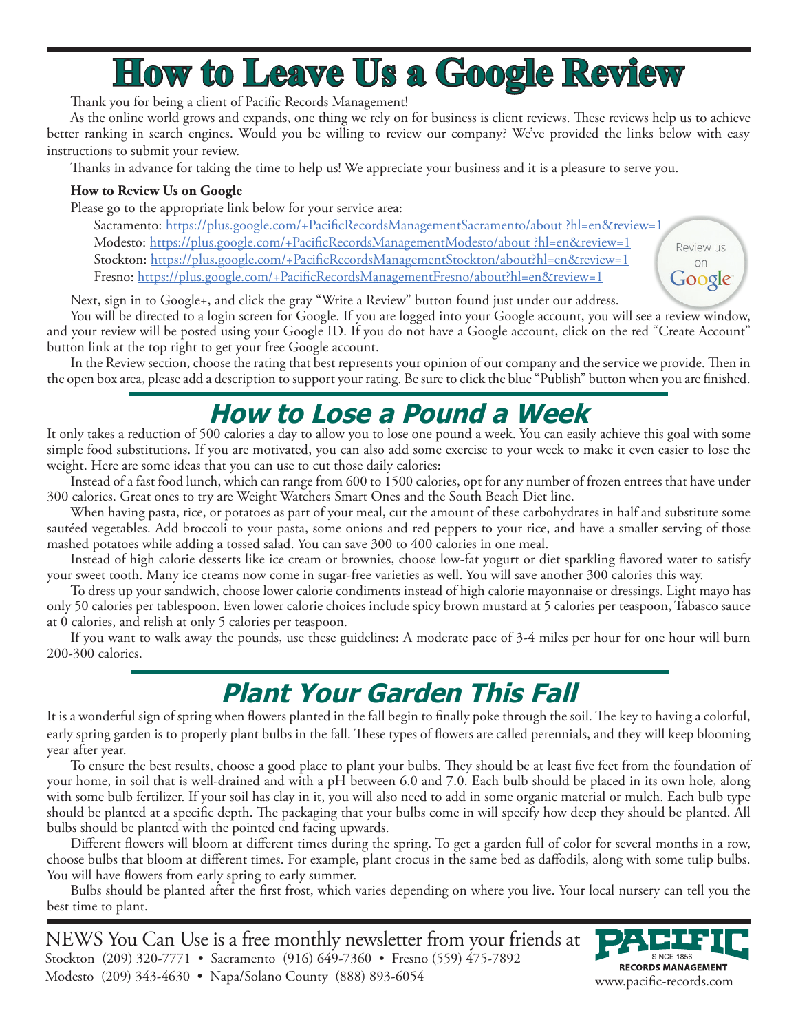# How to Leave Us a Google Review

Thank you for being a client of Pacific Records Management!

As the online world grows and expands, one thing we rely on for business is client reviews. These reviews help us to achieve better ranking in search engines. Would you be willing to review our company? We've provided the links below with easy instructions to submit your review.

Thanks in advance for taking the time to help us! We appreciate your business and it is a pleasure to serve you.

**How to Review Us on Google**

Please go to the appropriate link below for your service area:

Sacramento: https://plus.google.com/+PacificRecordsManagementSacramento/about ?hl=en&review=1
Modesto: https://plus.google.com/+PacificRecordsManagementModesto/about ?hl=en&review=1
Stockton: https://plus.google.com/+PacificRecordsManagementStockton/about?hl=en&review=1
Fresno: https://plus.google.com/+PacificRecordsManagementFresno/about?hl=en&review=1

Review us on Google

Next, sign in to Google+, and click the gray "Write a Review" button found just under our address.

You will be directed to a login screen for Google. If you are logged into your Google account, you will see a review window, and your review will be posted using your Google ID. If you do not have a Google account, click on the red "Create Account" button link at the top right to get your free Google account.

In the Review section, choose the rating that best represents your opinion of our company and the service we provide. Then in the open box area, please add a description to support your rating. Be sure to click the blue "Publish" button when you are finished.

# *How to Lose a Pound a Week*

It only takes a reduction of 500 calories a day to allow you to lose one pound a week. You can easily achieve this goal with some simple food substitutions. If you are motivated, you can also add some exercise to your week to make it even easier to lose the weight. Here are some ideas that you can use to cut those daily calories:

Instead of a fast food lunch, which can range from 600 to 1500 calories, opt for any number of frozen entrees that have under 300 calories. Great ones to try are Weight Watchers Smart Ones and the South Beach Diet line.

When having pasta, rice, or potatoes as part of your meal, cut the amount of these carbohydrates in half and substitute some sautéed vegetables. Add broccoli to your pasta, some onions and red peppers to your rice, and have a smaller serving of those mashed potatoes while adding a tossed salad. You can save 300 to 400 calories in one meal.

Instead of high calorie desserts like ice cream or brownies, choose low-fat yogurt or diet sparkling flavored water to satisfy your sweet tooth. Many ice creams now come in sugar-free varieties as well. You will save another 300 calories this way.

To dress up your sandwich, choose lower calorie condiments instead of high calorie mayonnaise or dressings. Light mayo has only 50 calories per tablespoon. Even lower calorie choices include spicy brown mustard at 5 calories per teaspoon, Tabasco sauce at 0 calories, and relish at only 5 calories per teaspoon.

If you want to walk away the pounds, use these guidelines: A moderate pace of 3-4 miles per hour for one hour will burn 200-300 calories.

# *Plant Your Garden This Fall*

It is a wonderful sign of spring when flowers planted in the fall begin to finally poke through the soil. The key to having a colorful, early spring garden is to properly plant bulbs in the fall. These types of flowers are called perennials, and they will keep blooming year after year.

To ensure the best results, choose a good place to plant your bulbs. They should be at least five feet from the foundation of your home, in soil that is well-drained and with a pH between 6.0 and 7.0. Each bulb should be placed in its own hole, along with some bulb fertilizer. If your soil has clay in it, you will also need to add in some organic material or mulch. Each bulb type should be planted at a specific depth. The packaging that your bulbs come in will specify how deep they should be planted. All bulbs should be planted with the pointed end facing upwards.

Different flowers will bloom at different times during the spring. To get a garden full of color for several months in a row, choose bulbs that bloom at different times. For example, plant crocus in the same bed as daffodils, along with some tulip bulbs. You will have flowers from early spring to early summer.

Bulbs should be planted after the first frost, which varies depending on where you live. Your local nursery can tell you the best time to plant.

NEWS You Can Use is a free monthly newsletter from your friends at
Stockton (209) 320-7771 • Sacramento (916) 649-7360 • Fresno (559) 475-7892
Modesto (209) 343-4630 • Napa/Solano County (888) 893-6054

PACIFIC
SINCE 1856
RECORDS MANAGEMENT
www.pacific-records.com